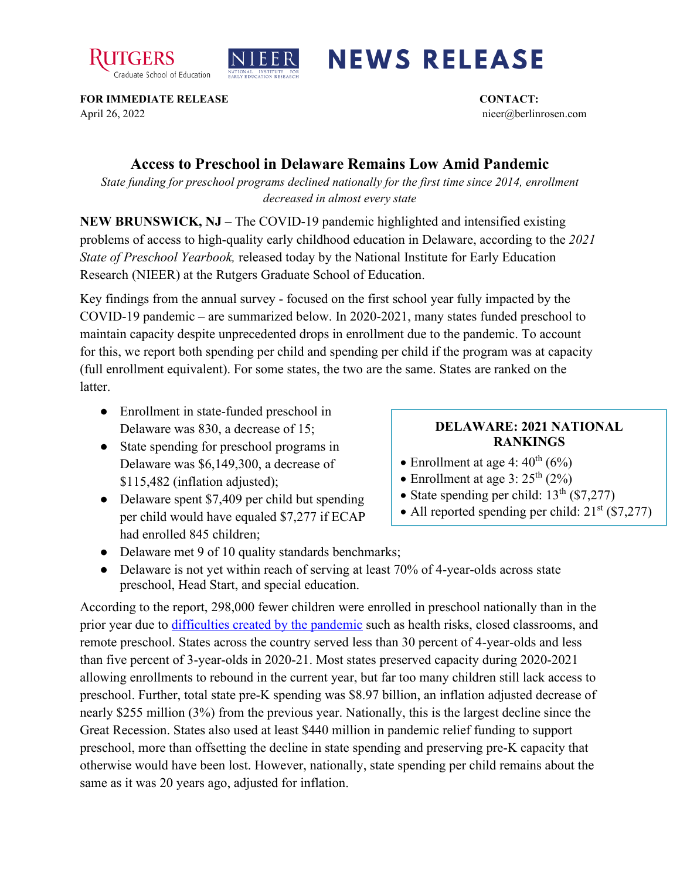RUTGERS Graduate School of Education | NIEER National Institute for Early Education Research | **NEWS RELEASE**

**FOR IMMEDIATE RELEASE**
April 26, 2022

**CONTACT:**
nieer@berlinrosen.com

## Access to Preschool in Delaware Remains Low Amid Pandemic

*State funding for preschool programs declined nationally for the first time since 2014, enrollment decreased in almost every state*

**NEW BRUNSWICK, NJ** – The COVID-19 pandemic highlighted and intensified existing problems of access to high-quality early childhood education in Delaware, according to the *2021 State of Preschool Yearbook,* released today by the National Institute for Early Education Research (NIEER) at the Rutgers Graduate School of Education.

Key findings from the annual survey - focused on the first school year fully impacted by the COVID-19 pandemic – are summarized below. In 2020-2021, many states funded preschool to maintain capacity despite unprecedented drops in enrollment due to the pandemic. To account for this, we report both spending per child and spending per child if the program was at capacity (full enrollment equivalent). For some states, the two are the same. States are ranked on the latter.

- Enrollment in state-funded preschool in Delaware was 830, a decrease of 15;
- State spending for preschool programs in Delaware was $6,149,300, a decrease of $115,482 (inflation adjusted);
- Delaware spent $7,409 per child but spending per child would have equaled $7,277 if ECAP had enrolled 845 children;
- Delaware met 9 of 10 quality standards benchmarks;
- Delaware is not yet within reach of serving at least 70% of 4-year-olds across state preschool, Head Start, and special education.

**DELAWARE: 2021 NATIONAL RANKINGS**

- Enrollment at age 4: 40th (6%)
- Enrollment at age 3: 25th (2%)
- State spending per child: 13th ($7,277)
- All reported spending per child: 21st ($7,277)

According to the report, 298,000 fewer children were enrolled in preschool nationally than in the prior year due to difficulties created by the pandemic such as health risks, closed classrooms, and remote preschool. States across the country served less than 30 percent of 4-year-olds and less than five percent of 3-year-olds in 2020-21. Most states preserved capacity during 2020-2021 allowing enrollments to rebound in the current year, but far too many children still lack access to preschool. Further, total state pre-K spending was $8.97 billion, an inflation adjusted decrease of nearly $255 million (3%) from the previous year. Nationally, this is the largest decline since the Great Recession. States also used at least $440 million in pandemic relief funding to support preschool, more than offsetting the decline in state spending and preserving pre-K capacity that otherwise would have been lost. However, nationally, state spending per child remains about the same as it was 20 years ago, adjusted for inflation.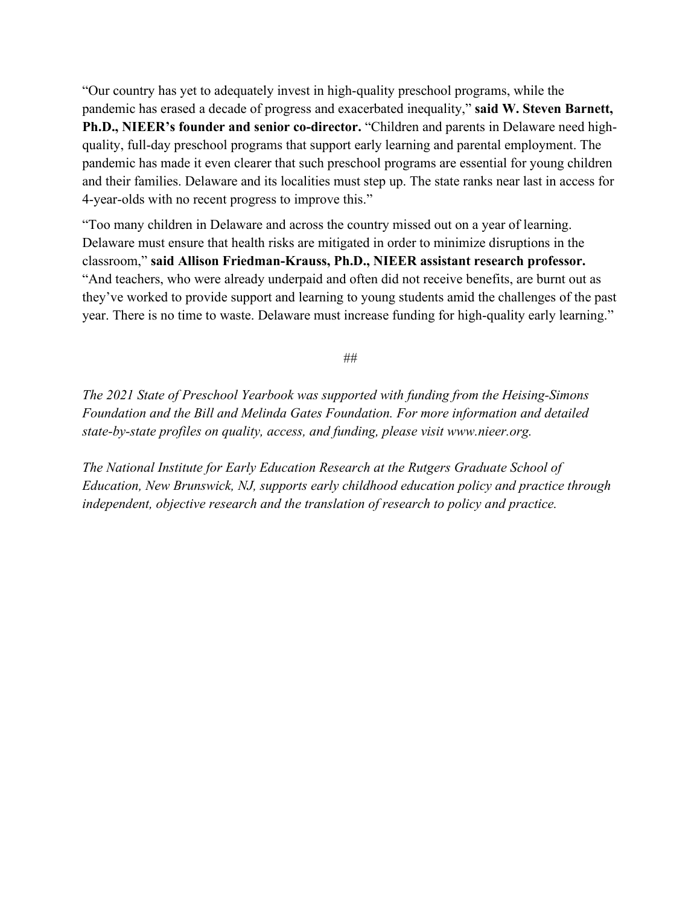"Our country has yet to adequately invest in high-quality preschool programs, while the pandemic has erased a decade of progress and exacerbated inequality," **said W. Steven Barnett, Ph.D., NIEER's founder and senior co-director.** "Children and parents in Delaware need high-quality, full-day preschool programs that support early learning and parental employment. The pandemic has made it even clearer that such preschool programs are essential for young children and their families. Delaware and its localities must step up. The state ranks near last in access for 4-year-olds with no recent progress to improve this."

"Too many children in Delaware and across the country missed out on a year of learning. Delaware must ensure that health risks are mitigated in order to minimize disruptions in the classroom," **said Allison Friedman-Krauss, Ph.D., NIEER assistant research professor.** "And teachers, who were already underpaid and often did not receive benefits, are burnt out as they've worked to provide support and learning to young students amid the challenges of the past year. There is no time to waste. Delaware must increase funding for high-quality early learning."

##

*The 2021 State of Preschool Yearbook was supported with funding from the Heising-Simons Foundation and the Bill and Melinda Gates Foundation. For more information and detailed state-by-state profiles on quality, access, and funding, please visit www.nieer.org.*

*The National Institute for Early Education Research at the Rutgers Graduate School of Education, New Brunswick, NJ, supports early childhood education policy and practice through independent, objective research and the translation of research to policy and practice.*